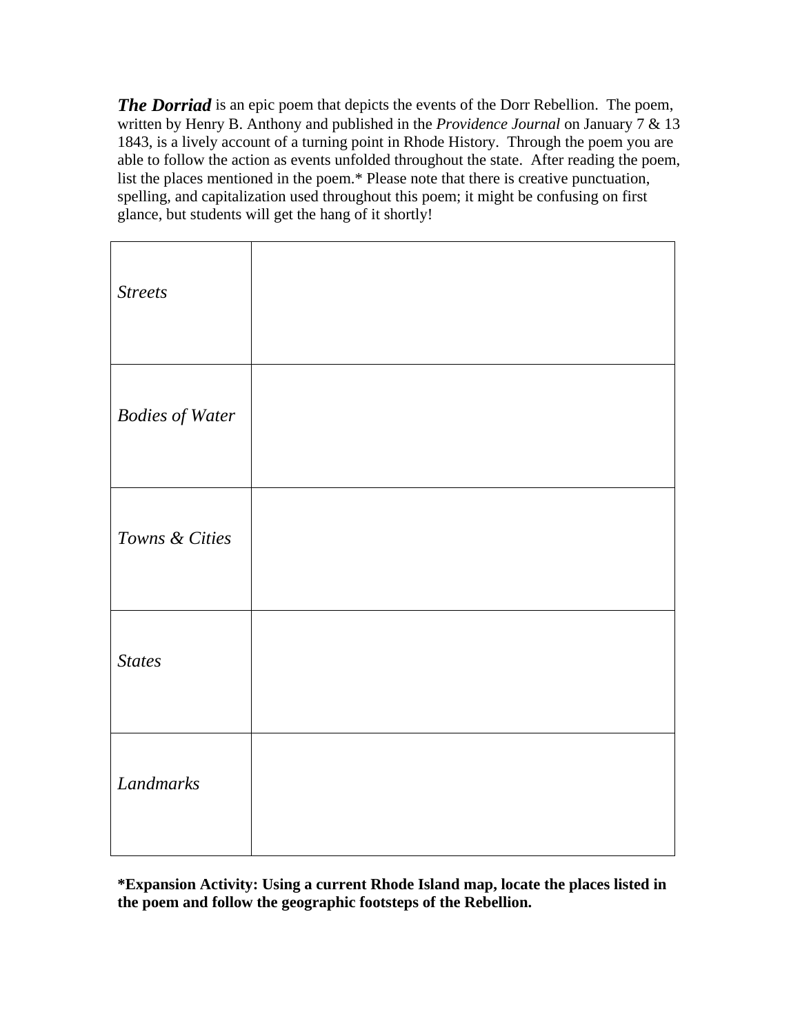***The Dorriad*** is an epic poem that depicts the events of the Dorr Rebellion. The poem, written by Henry B. Anthony and published in the *Providence Journal* on January 7 & 13 1843, is a lively account of a turning point in Rhode History. Through the poem you are able to follow the action as events unfolded throughout the state. After reading the poem, list the places mentioned in the poem.* Please note that there is creative punctuation, spelling, and capitalization used throughout this poem; it might be confusing on first glance, but students will get the hang of it shortly!

| | |
|---|---|
| *Streets* | |
| *Bodies of Water* | |
| *Towns & Cities* | |
| *States* | |
| *Landmarks* | |

***Expansion Activity: Using a current Rhode Island map, locate the places listed in the poem and follow the geographic footsteps of the Rebellion.**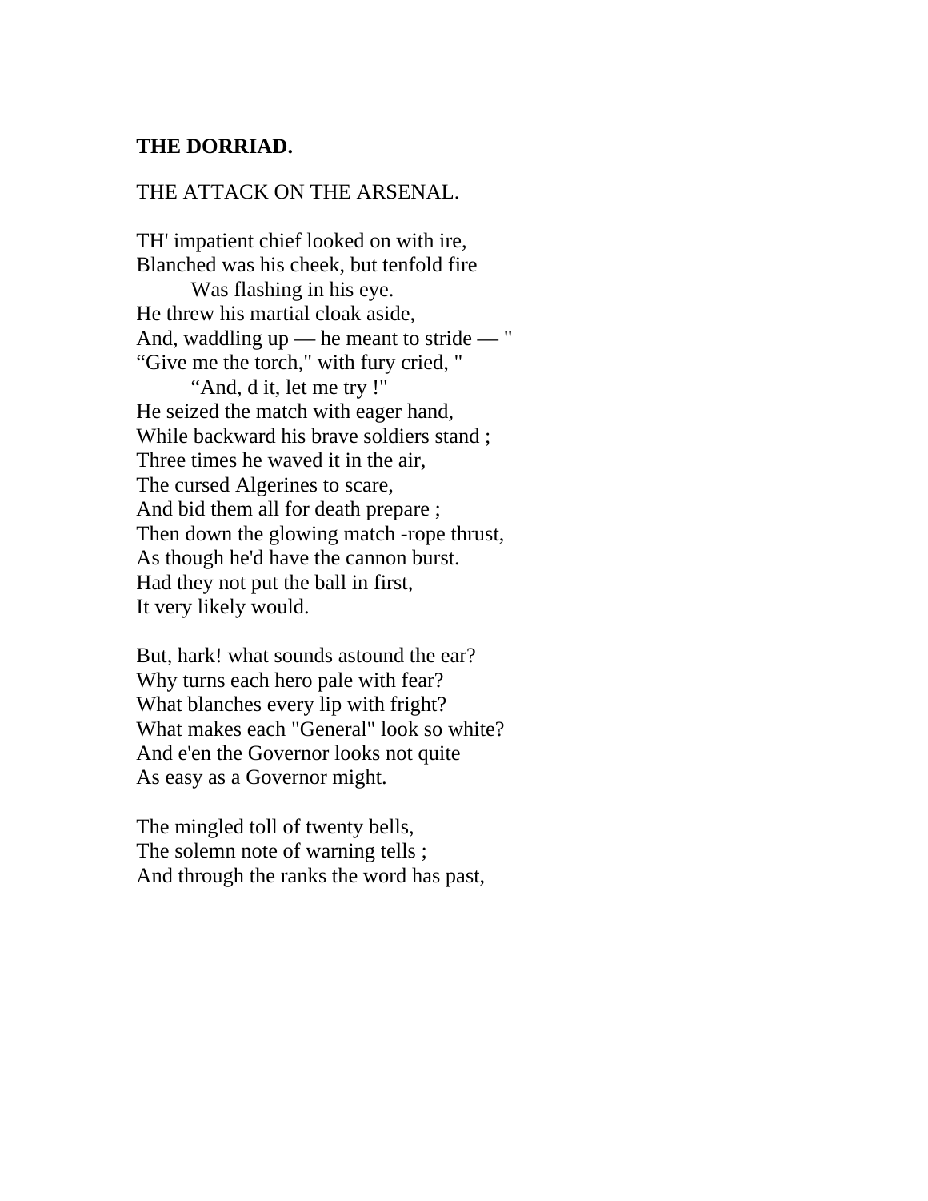**THE DORRIAD.**

THE ATTACK ON THE ARSENAL.

TH' impatient chief looked on with ire,  
Blanched was his cheek, but tenfold fire  
Was flashing in his eye.  
He threw his martial cloak aside,  
And, waddling up — he meant to stride — "  
“Give me the torch," with fury cried, "  
“And, d it, let me try !"  
He seized the match with eager hand,  
While backward his brave soldiers stand ;  
Three times he waved it in the air,  
The cursed Algerines to scare,  
And bid them all for death prepare ;  
Then down the glowing match -rope thrust,  
As though he'd have the cannon burst.  
Had they not put the ball in first,  
It very likely would.

But, hark! what sounds astound the ear?  
Why turns each hero pale with fear?  
What blanches every lip with fright?  
What makes each "General" look so white?  
And e'en the Governor looks not quite  
As easy as a Governor might.

The mingled toll of twenty bells,  
The solemn note of warning tells ;  
And through the ranks the word has past,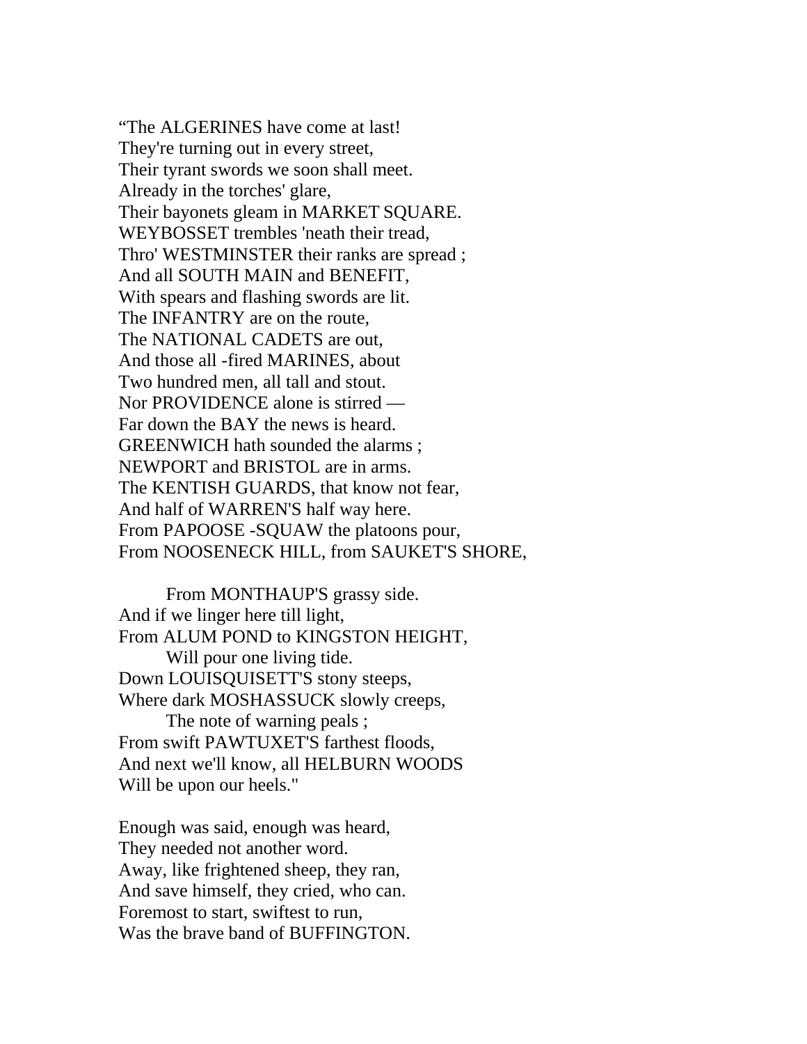“The ALGERINES have come at last!
They're turning out in every street,
Their tyrant swords we soon shall meet.
Already in the torches' glare,
Their bayonets gleam in MARKET SQUARE.
WEYBOSSET trembles 'neath their tread,
Thro' WESTMINSTER their ranks are spread ;
And all SOUTH MAIN and BENEFIT,
With spears and flashing swords are lit.
The INFANTRY are on the route,
The NATIONAL CADETS are out,
And those all -fired MARINES, about
Two hundred men, all tall and stout.
Nor PROVIDENCE alone is stirred —
Far down the BAY the news is heard.
GREENWICH hath sounded the alarms ;
NEWPORT and BRISTOL are in arms.
The KENTISH GUARDS, that know not fear,
And half of WARREN'S half way here.
From PAPOOSE -SQUAW the platoons pour,
From NOOSENECK HILL, from SAUKET'S SHORE,

    From MONTHAUP'S grassy side.
And if we linger here till light,
From ALUM POND to KINGSTON HEIGHT,
    Will pour one living tide.
Down LOUISQUISETT'S stony steeps,
Where dark MOSHASSUCK slowly creeps,
    The note of warning peals ;
From swift PAWTUXET'S farthest floods,
And next we'll know, all HELBURN WOODS
Will be upon our heels."

Enough was said, enough was heard,
They needed not another word.
Away, like frightened sheep, they ran,
And save himself, they cried, who can.
Foremost to start, swiftest to run,
Was the brave band of BUFFINGTON.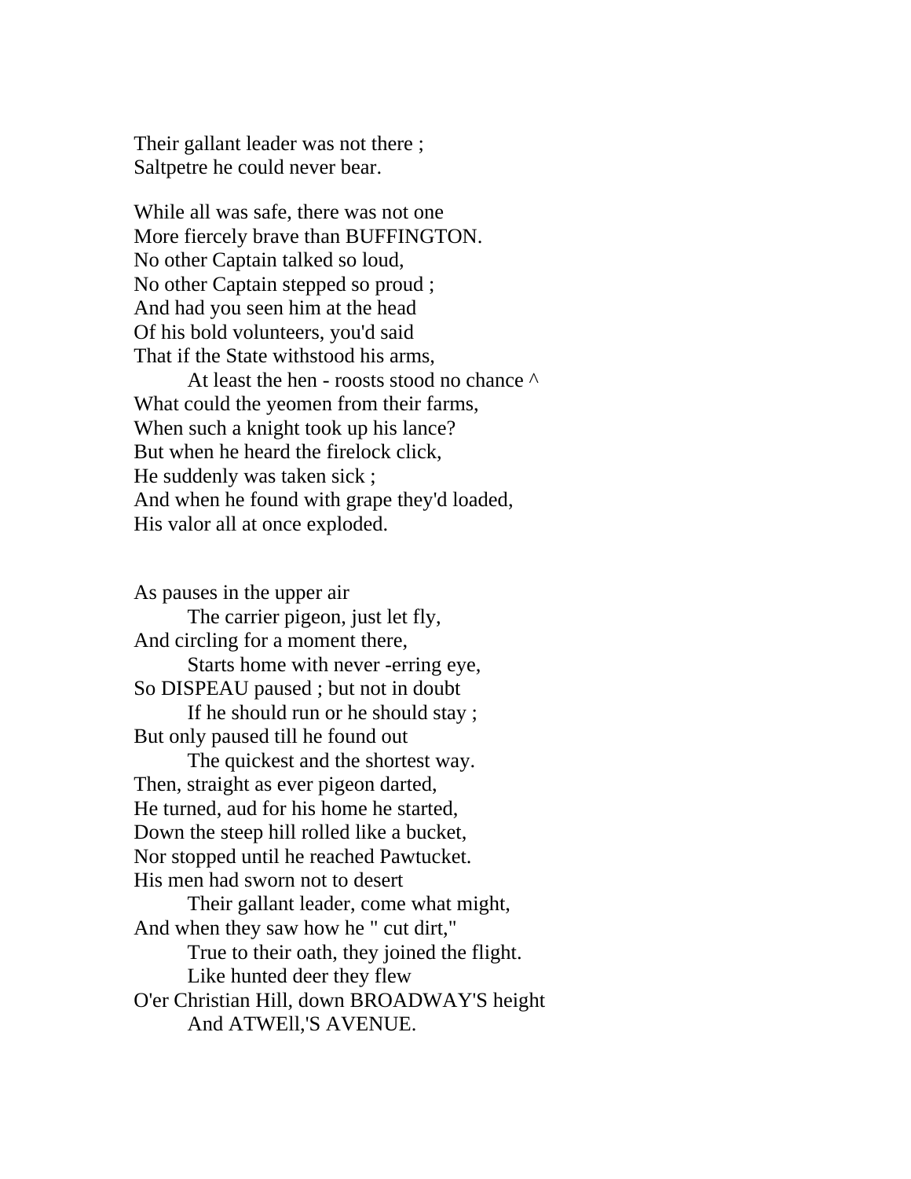Their gallant leader was not there ;
Saltpetre he could never bear.

While all was safe, there was not one
More fiercely brave than BUFFINGTON.
No other Captain talked so loud,
No other Captain stepped so proud ;
And had you seen him at the head
Of his bold volunteers, you'd said
That if the State withstood his arms,
        At least the hen - roosts stood no chance ^
What could the yeomen from their farms,
When such a knight took up his lance?
But when he heard the firelock click,
He suddenly was taken sick ;
And when he found with grape they'd loaded,
His valor all at once exploded.

As pauses in the upper air
        The carrier pigeon, just let fly,
And circling for a moment there,
        Starts home with never -erring eye,
So DISPEAU paused ; but not in doubt
        If he should run or he should stay ;
But only paused till he found out
        The quickest and the shortest way.
Then, straight as ever pigeon darted,
He turned, aud for his home he started,
Down the steep hill rolled like a bucket,
Nor stopped until he reached Pawtucket.
His men had sworn not to desert
        Their gallant leader, come what might,
And when they saw how he " cut dirt,"
        True to their oath, they joined the flight.
        Like hunted deer they flew
O'er Christian Hill, down BROADWAY'S height
        And ATWEll,'S AVENUE.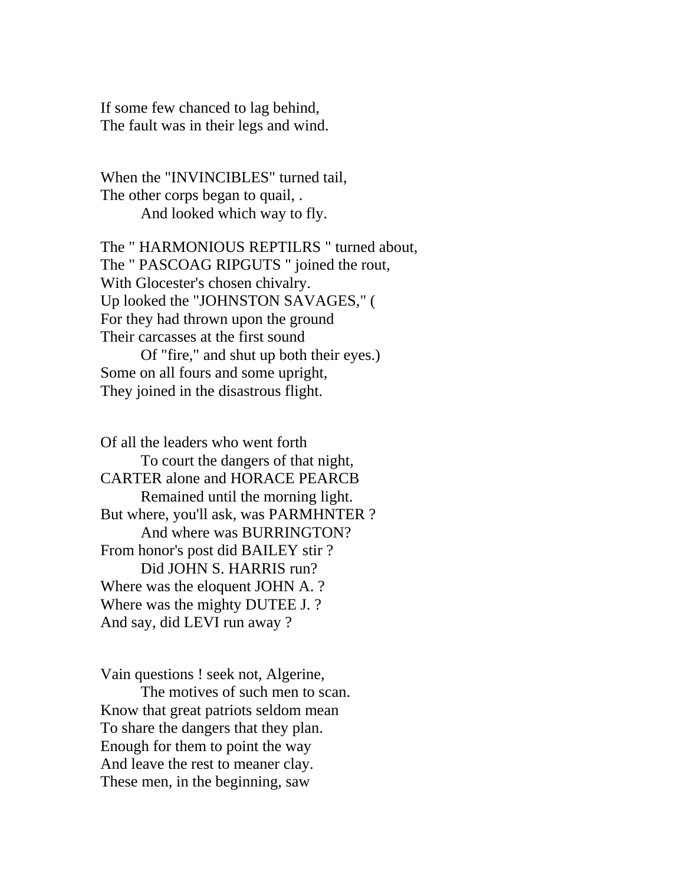If some few chanced to lag behind,  
The fault was in their legs and wind.

When the "INVINCIBLES" turned tail,  
The other corps began to quail, .  
And looked which way to fly.

The " HARMONIOUS REPTILRS " turned about,  
The " PASCOAG RIPGUTS " joined the rout,  
With Glocester's chosen chivalry.  
Up looked the "JOHNSTON SAVAGES," (  
For they had thrown upon the ground  
Their carcasses at the first sound  
Of "fire," and shut up both their eyes.)  
Some on all fours and some upright,  
They joined in the disastrous flight.

Of all the leaders who went forth  
To court the dangers of that night,  
CARTER alone and HORACE PEARCB  
Remained until the morning light.  
But where, you'll ask, was PARMHNTER ?  
And where was BURRINGTON?  
From honor's post did BAILEY stir ?  
Did JOHN S. HARRIS run?  
Where was the eloquent JOHN A. ?  
Where was the mighty DUTEE J. ?  
And say, did LEVI run away ?

Vain questions ! seek not, Algerine,  
The motives of such men to scan.  
Know that great patriots seldom mean  
To share the dangers that they plan.  
Enough for them to point the way  
And leave the rest to meaner clay.  
These men, in the beginning, saw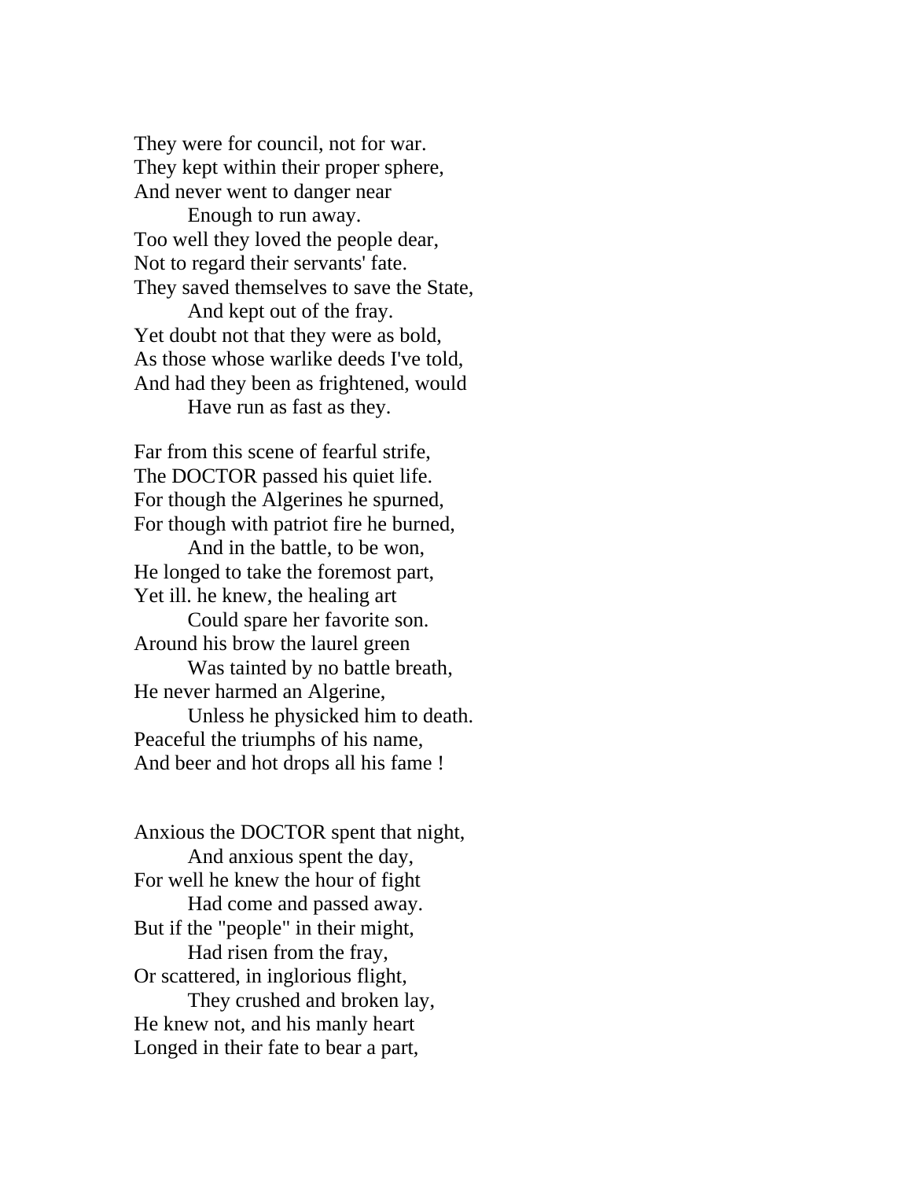They were for council, not for war.  
They kept within their proper sphere,  
And never went to danger near  
        Enough to run away.  
Too well they loved the people dear,  
Not to regard their servants' fate.  
They saved themselves to save the State,  
        And kept out of the fray.  
Yet doubt not that they were as bold,  
As those whose warlike deeds I've told,  
And had they been as frightened, would  
        Have run as fast as they.

Far from this scene of fearful strife,  
The DOCTOR passed his quiet life.  
For though the Algerines he spurned,  
For though with patriot fire he burned,  
        And in the battle, to be won,  
He longed to take the foremost part,  
Yet ill. he knew, the healing art  
        Could spare her favorite son.  
Around his brow the laurel green  
        Was tainted by no battle breath,  
He never harmed an Algerine,  
        Unless he physicked him to death.  
Peaceful the triumphs of his name,  
And beer and hot drops all his fame !

Anxious the DOCTOR spent that night,  
        And anxious spent the day,  
For well he knew the hour of fight  
        Had come and passed away.  
But if the "people" in their might,  
        Had risen from the fray,  
Or scattered, in inglorious flight,  
        They crushed and broken lay,  
He knew not, and his manly heart  
Longed in their fate to bear a part,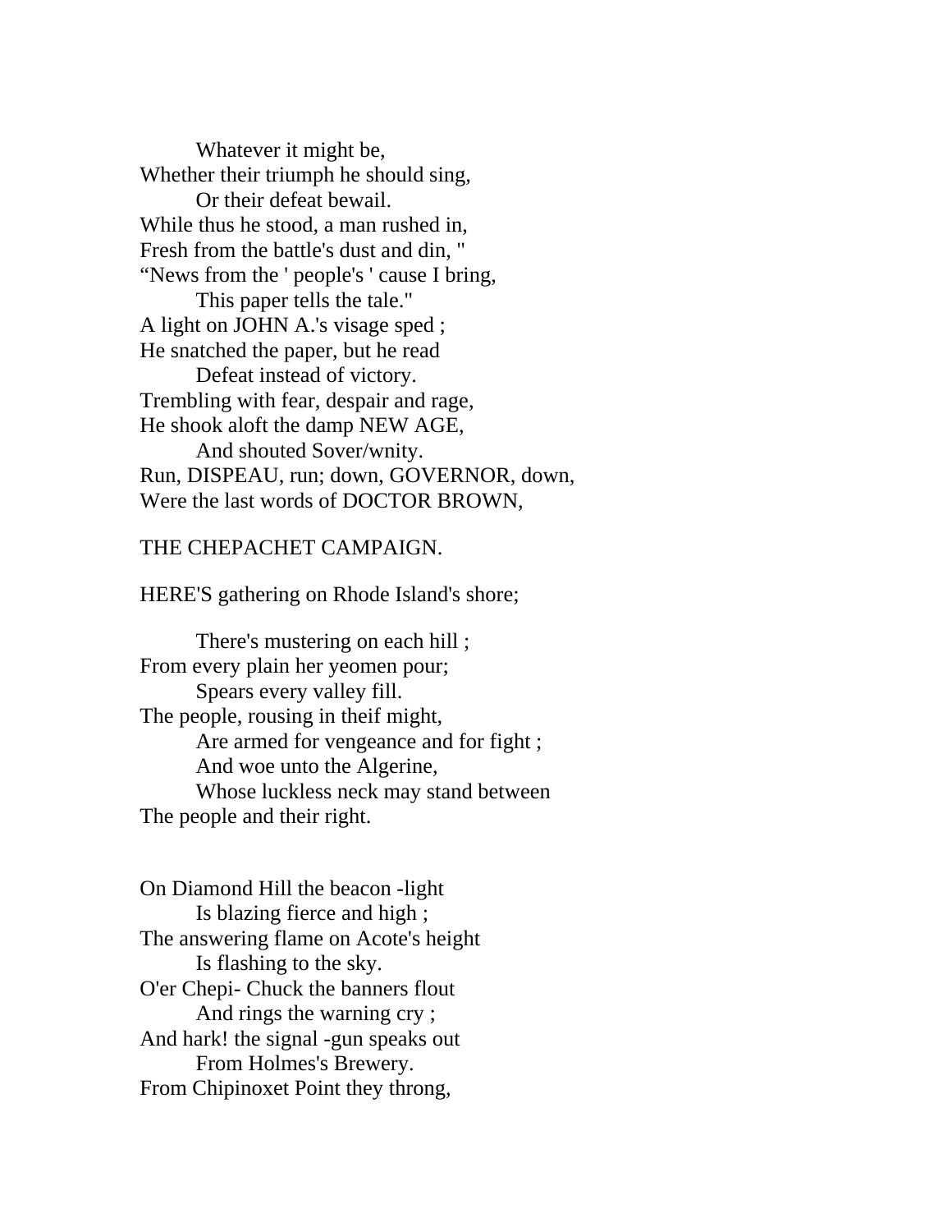Whatever it might be,
Whether their triumph he should sing,
Or their defeat bewail.
While thus he stood, a man rushed in,
Fresh from the battle's dust and din, "
"News from the ' people's ' cause I bring,
This paper tells the tale."
A light on JOHN A.'s visage sped ;
He snatched the paper, but he read
Defeat instead of victory.
Trembling with fear, despair and rage,
He shook aloft the damp NEW AGE,
And shouted Sover/wnity.
Run, DISPEAU, run; down, GOVERNOR, down,
Were the last words of DOCTOR BROWN,

## THE CHEPACHET CAMPAIGN.

HERE'S gathering on Rhode Island's shore;

There's mustering on each hill ;
From every plain her yeomen pour;
Spears every valley fill.
The people, rousing in theif might,
Are armed for vengeance and for fight ;
And woe unto the Algerine,
Whose luckless neck may stand between
The people and their right.

On Diamond Hill the beacon -light
Is blazing fierce and high ;
The answering flame on Acote's height
Is flashing to the sky.
O'er Chepi- Chuck the banners flout
And rings the warning cry ;
And hark! the signal -gun speaks out
From Holmes's Brewery.
From Chipinoxet Point they throng,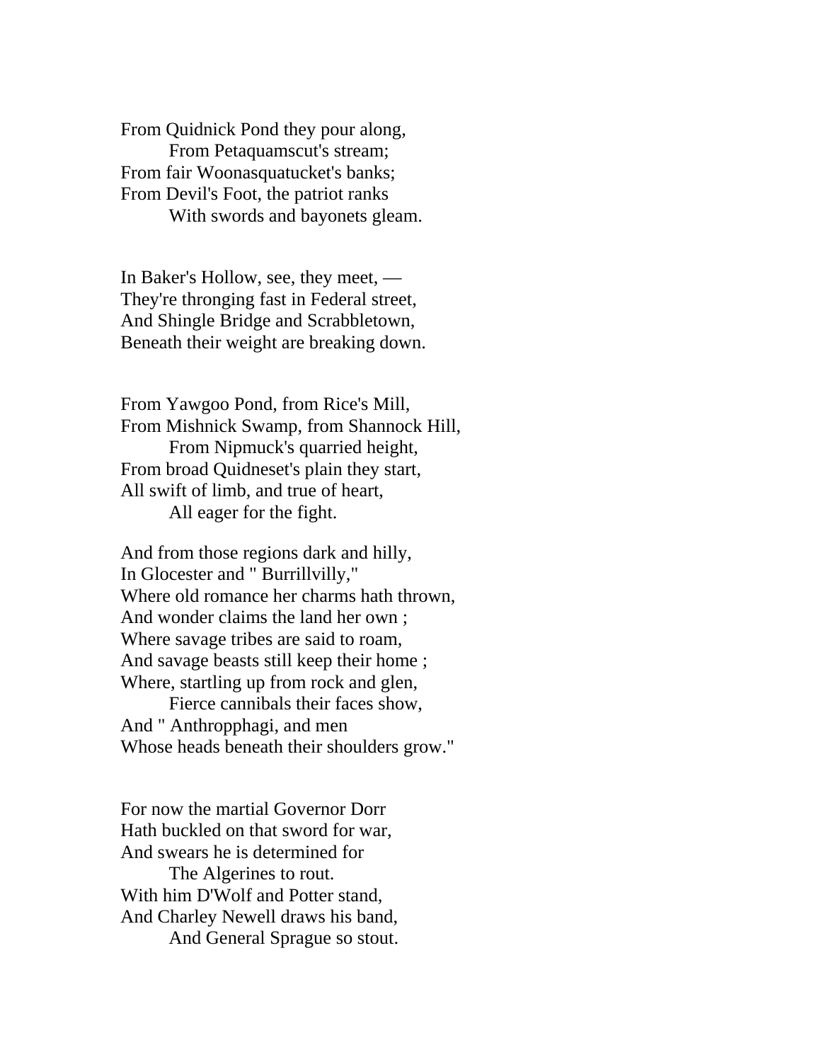From Quidnick Pond they pour along,
    From Petaquamscut's stream;
From fair Woonasquatucket's banks;
From Devil's Foot, the patriot ranks
    With swords and bayonets gleam.

In Baker's Hollow, see, they meet, —
They're thronging fast in Federal street,
And Shingle Bridge and Scrabbletown,
Beneath their weight are breaking down.

From Yawgoo Pond, from Rice's Mill,
From Mishnick Swamp, from Shannock Hill,
    From Nipmuck's quarried height,
From broad Quidneset's plain they start,
All swift of limb, and true of heart,
    All eager for the fight.

And from those regions dark and hilly,
In Glocester and " Burrillvilly,"
Where old romance her charms hath thrown,
And wonder claims the land her own ;
Where savage tribes are said to roam,
And savage beasts still keep their home ;
Where, startling up from rock and glen,
    Fierce cannibals their faces show,
And " Anthropphagi, and men
Whose heads beneath their shoulders grow."

For now the martial Governor Dorr
Hath buckled on that sword for war,
And swears he is determined for
    The Algerines to rout.
With him D'Wolf and Potter stand,
And Charley Newell draws his band,
    And General Sprague so stout.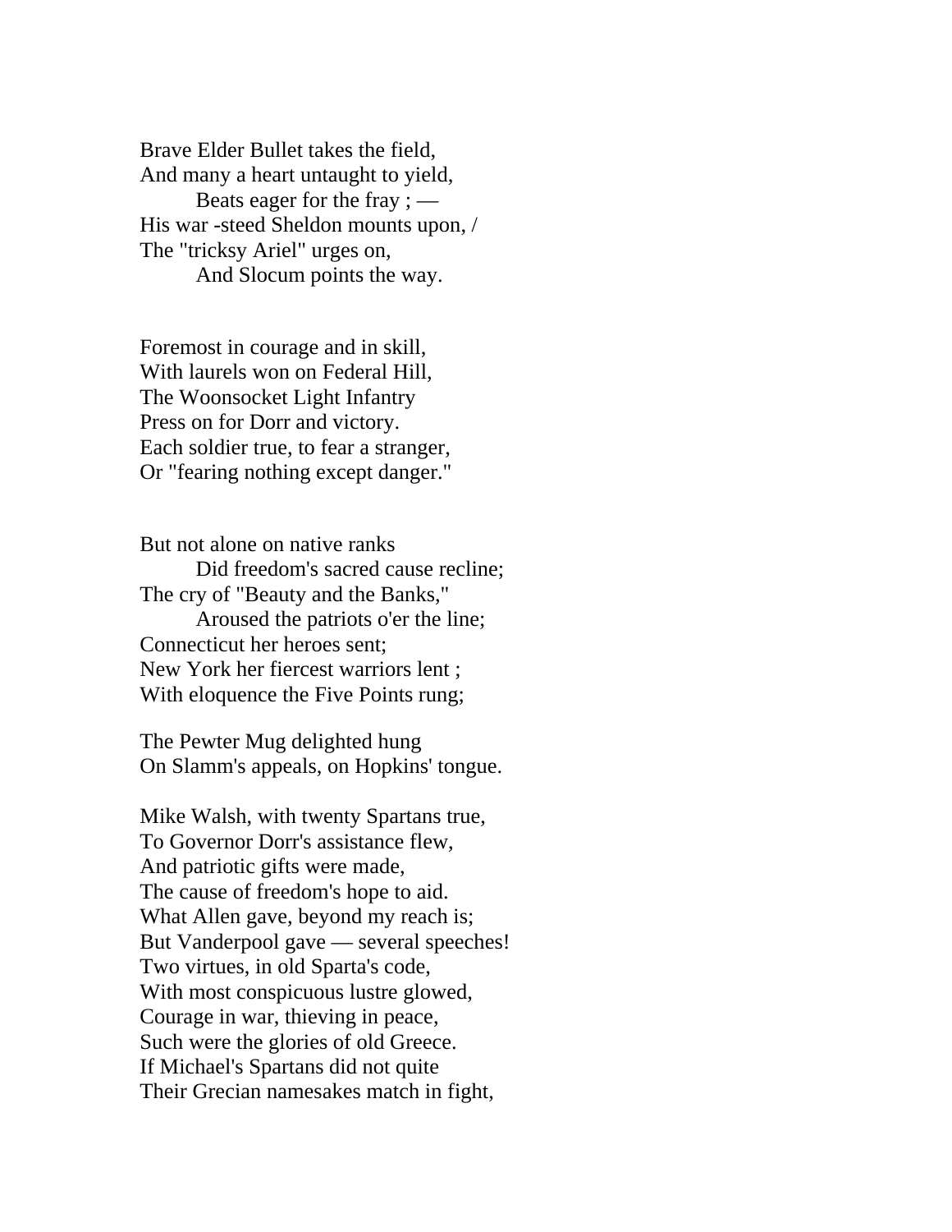Brave Elder Bullet takes the field,  
And many a heart untaught to yield,  
    Beats eager for the fray ; —  
His war -steed Sheldon mounts upon, /  
The "tricksy Ariel" urges on,  
    And Slocum points the way.

Foremost in courage and in skill,  
With laurels won on Federal Hill,  
The Woonsocket Light Infantry  
Press on for Dorr and victory.  
Each soldier true, to fear a stranger,  
Or "fearing nothing except danger."

But not alone on native ranks  
    Did freedom's sacred cause recline;  
The cry of "Beauty and the Banks,"  
    Aroused the patriots o'er the line;  
Connecticut her heroes sent;  
New York her fiercest warriors lent ;  
With eloquence the Five Points rung;

The Pewter Mug delighted hung  
On Slamm's appeals, on Hopkins' tongue.

Mike Walsh, with twenty Spartans true,  
To Governor Dorr's assistance flew,  
And patriotic gifts were made,  
The cause of freedom's hope to aid.  
What Allen gave, beyond my reach is;  
But Vanderpool gave — several speeches!  
Two virtues, in old Sparta's code,  
With most conspicuous lustre glowed,  
Courage in war, thieving in peace,  
Such were the glories of old Greece.  
If Michael's Spartans did not quite  
Their Grecian namesakes match in fight,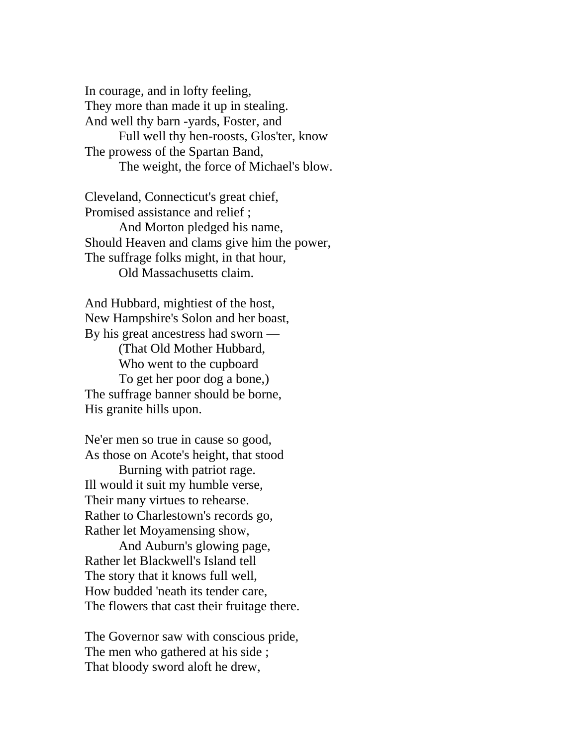In courage, and in lofty feeling,  
They more than made it up in stealing.  
And well thy barn -yards, Foster, and  
        Full well thy hen-roosts, Glos'ter, know  
The prowess of the Spartan Band,  
        The weight, the force of Michael's blow.

Cleveland, Connecticut's great chief,  
Promised assistance and relief ;  
        And Morton pledged his name,  
Should Heaven and clams give him the power,  
The suffrage folks might, in that hour,  
        Old Massachusetts claim.

And Hubbard, mightiest of the host,  
New Hampshire's Solon and her boast,  
By his great ancestress had sworn —  
        (That Old Mother Hubbard,  
        Who went to the cupboard  
        To get her poor dog a bone,)  
The suffrage banner should be borne,  
His granite hills upon.

Ne'er men so true in cause so good,  
As those on Acote's height, that stood  
        Burning with patriot rage.  
Ill would it suit my humble verse,  
Their many virtues to rehearse.  
Rather to Charlestown's records go,  
Rather let Moyamensing show,  
        And Auburn's glowing page,  
Rather let Blackwell's Island tell  
The story that it knows full well,  
How budded 'neath its tender care,  
The flowers that cast their fruitage there.

The Governor saw with conscious pride,  
The men who gathered at his side ;  
That bloody sword aloft he drew,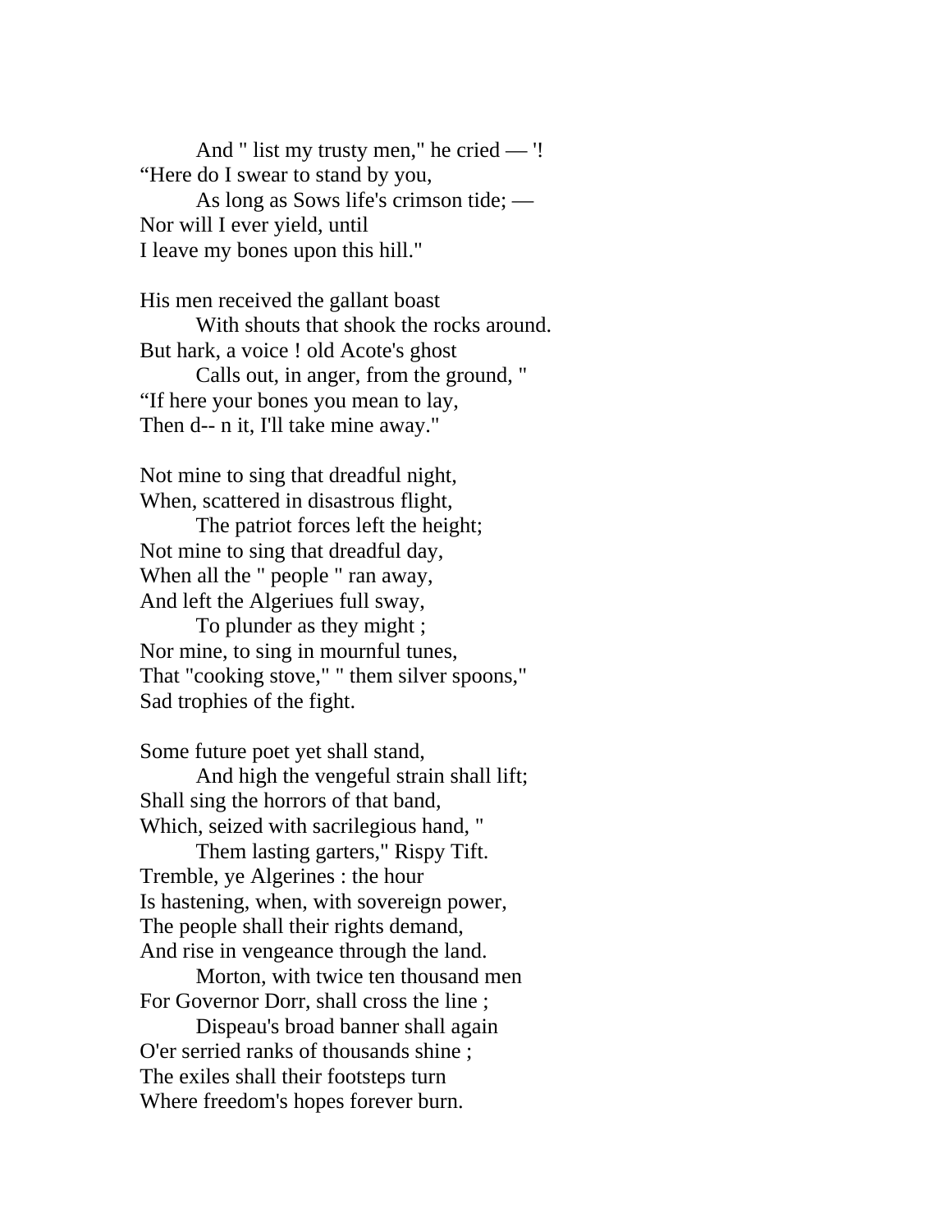And " list my trusty men," he cried — '!  
“Here do I swear to stand by you,  
As long as Sows life's crimson tide; —  
Nor will I ever yield, until  
I leave my bones upon this hill."

His men received the gallant boast  
With shouts that shook the rocks around.  
But hark, a voice ! old Acote's ghost  
Calls out, in anger, from the ground, "  
“If here your bones you mean to lay,  
Then d-- n it, I'll take mine away."

Not mine to sing that dreadful night,  
When, scattered in disastrous flight,  
The patriot forces left the height;  
Not mine to sing that dreadful day,  
When all the " people " ran away,  
And left the Algeriues full sway,  
To plunder as they might ;  
Nor mine, to sing in mournful tunes,  
That "cooking stove," " them silver spoons,"  
Sad trophies of the fight.

Some future poet yet shall stand,  
And high the vengeful strain shall lift;  
Shall sing the horrors of that band,  
Which, seized with sacrilegious hand, "  
Them lasting garters," Rispy Tift.  
Tremble, ye Algerines : the hour  
Is hastening, when, with sovereign power,  
The people shall their rights demand,  
And rise in vengeance through the land.  
Morton, with twice ten thousand men  
For Governor Dorr, shall cross the line ;  
Dispeau's broad banner shall again  
O'er serried ranks of thousands shine ;  
The exiles shall their footsteps turn  
Where freedom's hopes forever burn.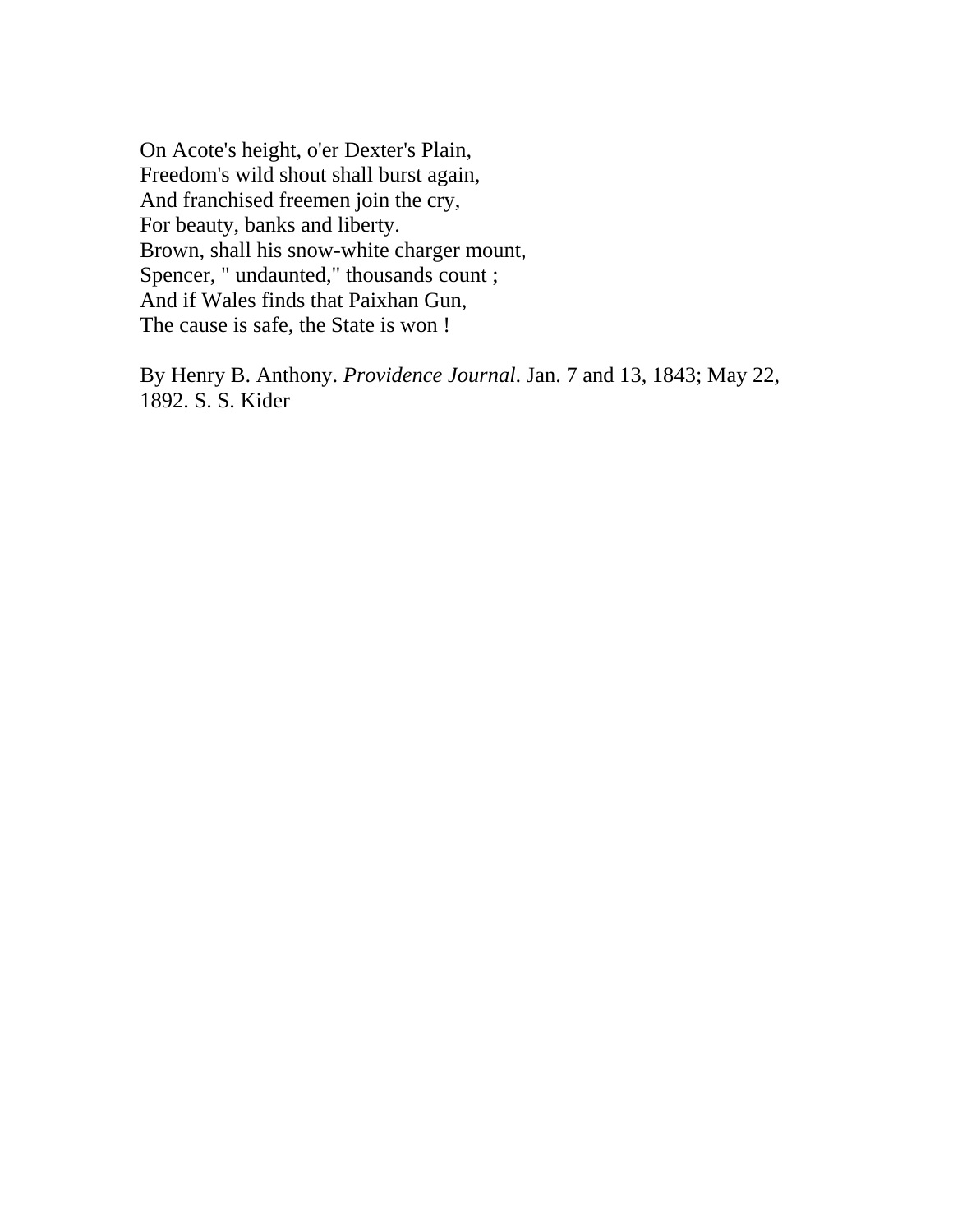On Acote's height, o'er Dexter's Plain,  
Freedom's wild shout shall burst again,  
And franchised freemen join the cry,  
For beauty, banks and liberty.  
Brown, shall his snow-white charger mount,  
Spencer, " undaunted," thousands count ;  
And if Wales finds that Paixhan Gun,  
The cause is safe, the State is won !

By Henry B. Anthony. *Providence Journal*. Jan. 7 and 13, 1843; May 22, 1892. S. S. Kider